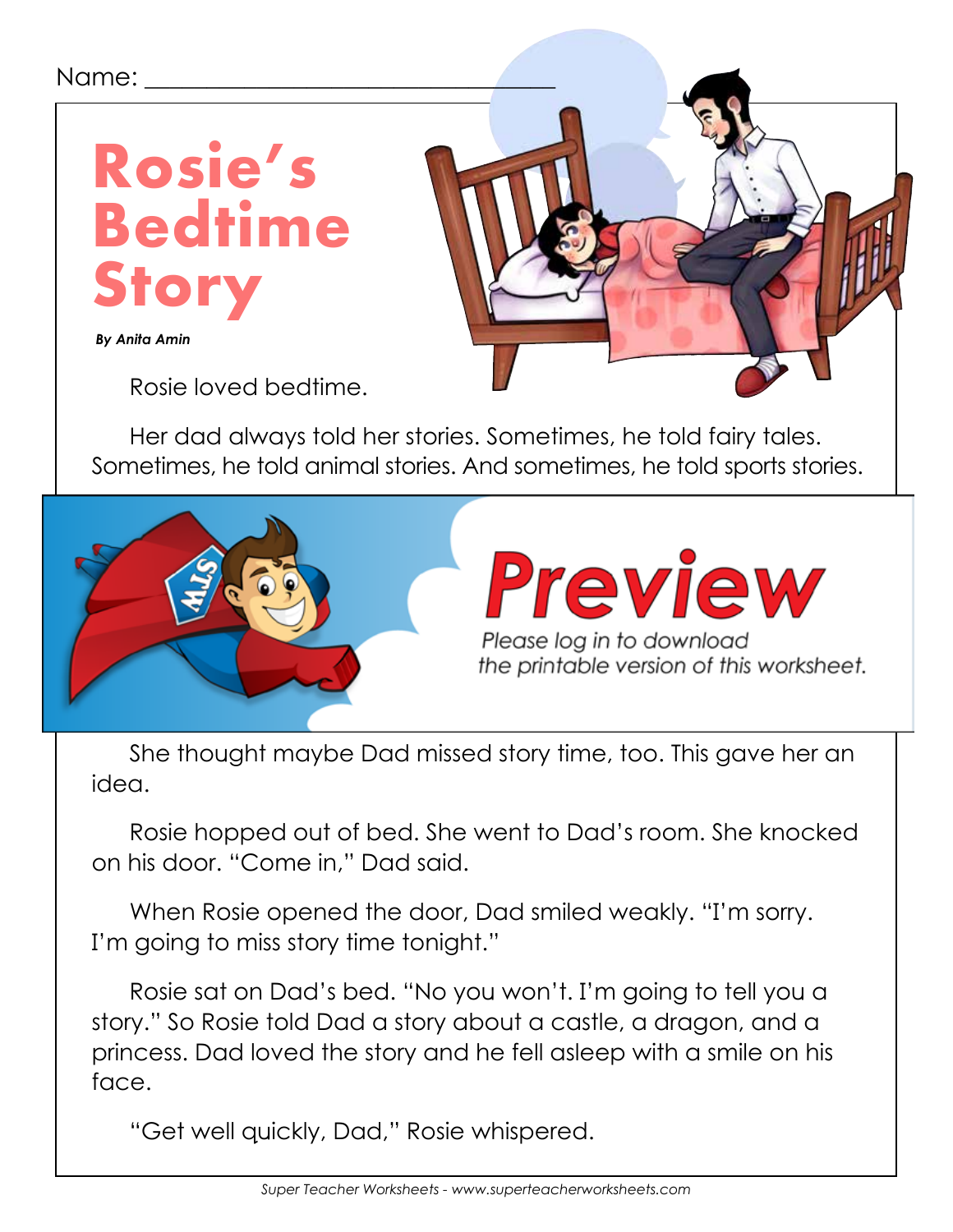Name: ______________________________

# Rosie's Bedtime Story

***By Anita Amin***

Rosie loved bedtime.

Her dad always told her stories. Sometimes, he told fairy tales. Sometimes, he told animal stories. And sometimes, he told sports stories.

**Preview**

*Please log in to download the printable version of this worksheet.*

She thought maybe Dad missed story time, too. This gave her an idea.

Rosie hopped out of bed. She went to Dad's room. She knocked on his door. "Come in," Dad said.

When Rosie opened the door, Dad smiled weakly. "I'm sorry. I'm going to miss story time tonight."

Rosie sat on Dad's bed. "No you won't. I'm going to tell you a story." So Rosie told Dad a story about a castle, a dragon, and a princess. Dad loved the story and he fell asleep with a smile on his face.

"Get well quickly, Dad," Rosie whispered.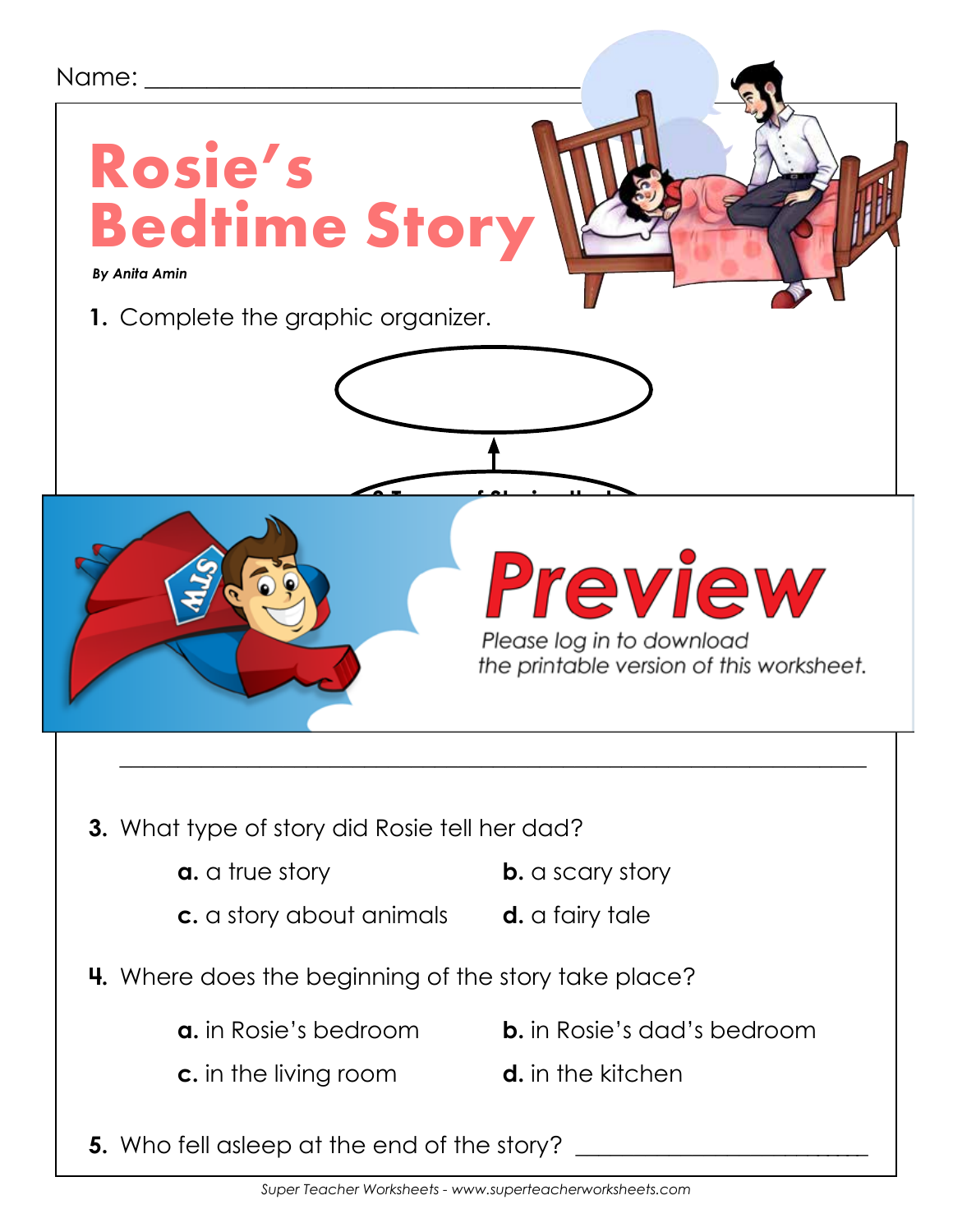Name: ___________________________________

# Rosie's Bedtime Story

***By Anita Amin***

**1.** Complete the graphic organizer.

_______________________________________________________________

**3.** What type of story did Rosie tell her dad?

**a.** a true story
**b.** a scary story
**c.** a story about animals
**d.** a fairy tale

**4.** Where does the beginning of the story take place?

**a.** in Rosie's bedroom
**b.** in Rosie's dad's bedroom
**c.** in the living room
**d.** in the kitchen

**5.** Who fell asleep at the end of the story? ________________________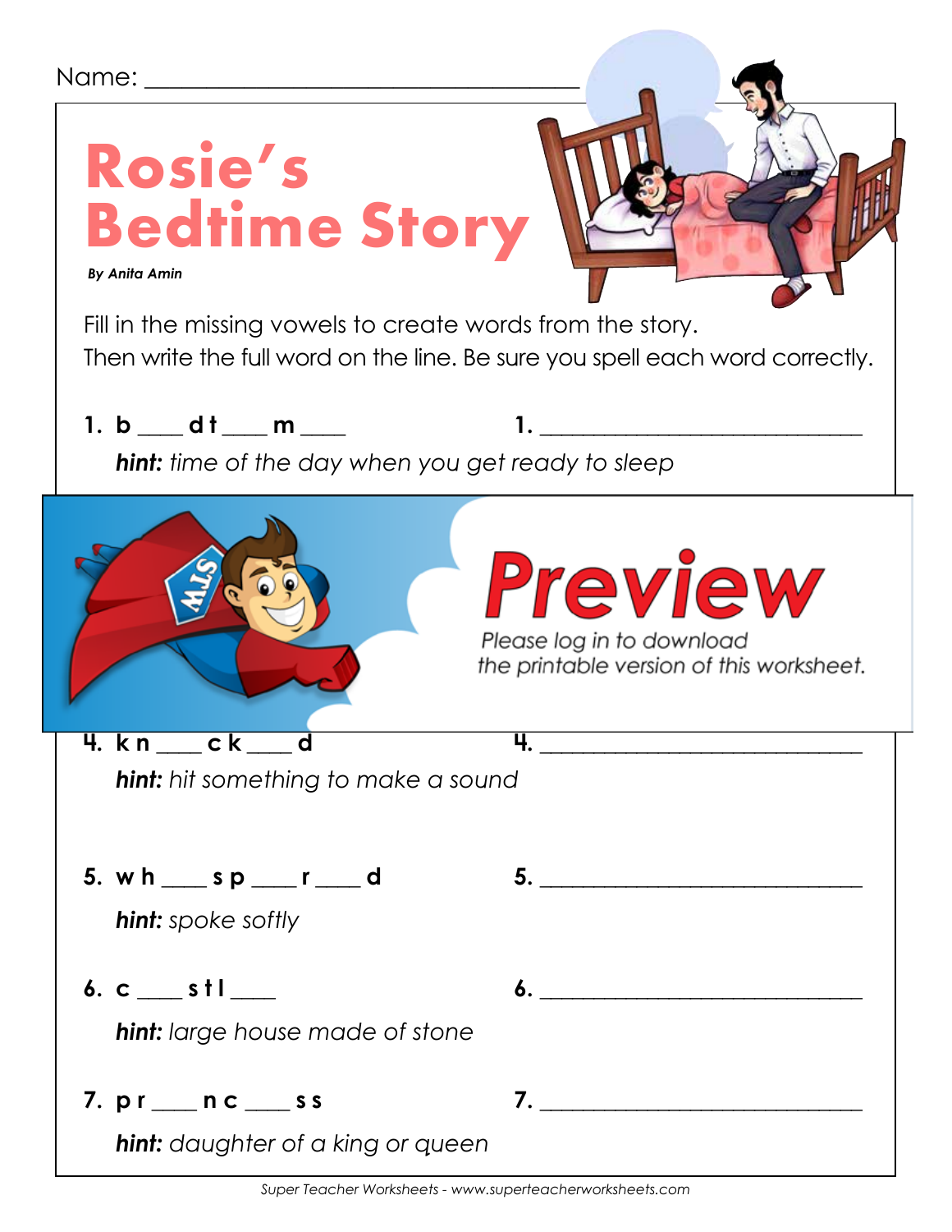Name: ___________________________________

# Rosie's Bedtime Story

***By Anita Amin***

Fill in the missing vowels to create words from the story.
Then write the full word on the line. Be sure you spell each word correctly.

**1. b ___ d t ___ m ___** 1. ___________________________

*__hint:__ time of the day when you get ready to sleep*

**Preview**

Please log in to download the printable version of this worksheet.

**4. k n ___ c k ___ d** 4. ___________________________

*__hint:__ hit something to make a sound*

**5. w h ___ s p ___ r ___ d** 5. ___________________________

*__hint:__ spoke softly*

**6. c ___ s t l ___** 6. ___________________________

*__hint:__ large house made of stone*

**7. p r ___ n c ___ s s** 7. ___________________________

*__hint:__ daughter of a king or queen*

*Super Teacher Worksheets - www.superteacherworksheets.com*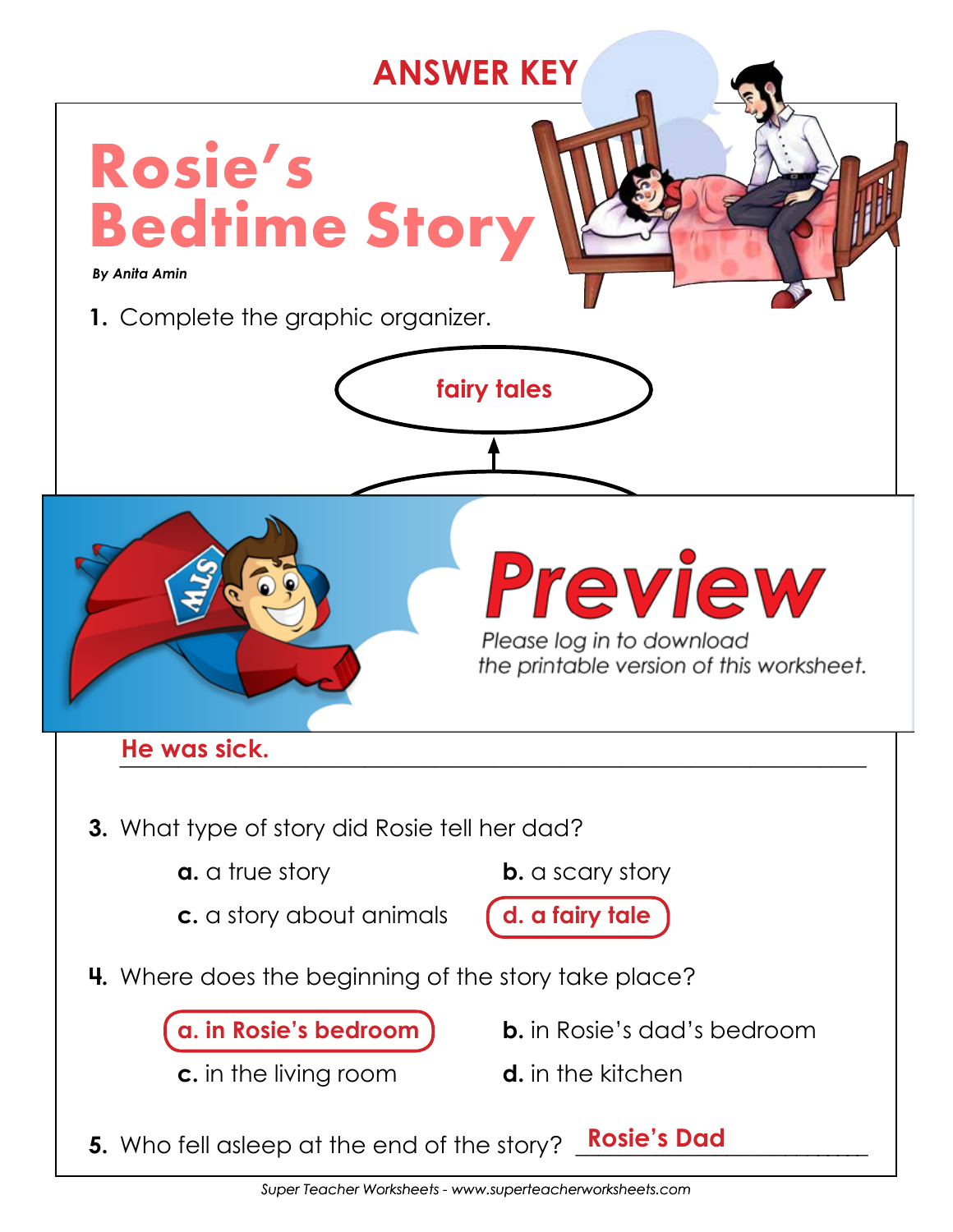ANSWER KEY

# Rosie's Bedtime Story

***By Anita Amin***

**1.** Complete the graphic organizer.

fairy tales

# Preview

*Please log in to download the printable version of this worksheet.*

He was sick.

**3.** What type of story did Rosie tell her dad?

**a.** a true story
**b.** a scary story
**c.** a story about animals
**d. a fairy tale**

**4.** Where does the beginning of the story take place?

**a. in Rosie's bedroom**
**b.** in Rosie's dad's bedroom
**c.** in the living room
**d.** in the kitchen

**5.** Who fell asleep at the end of the story? **Rosie's Dad**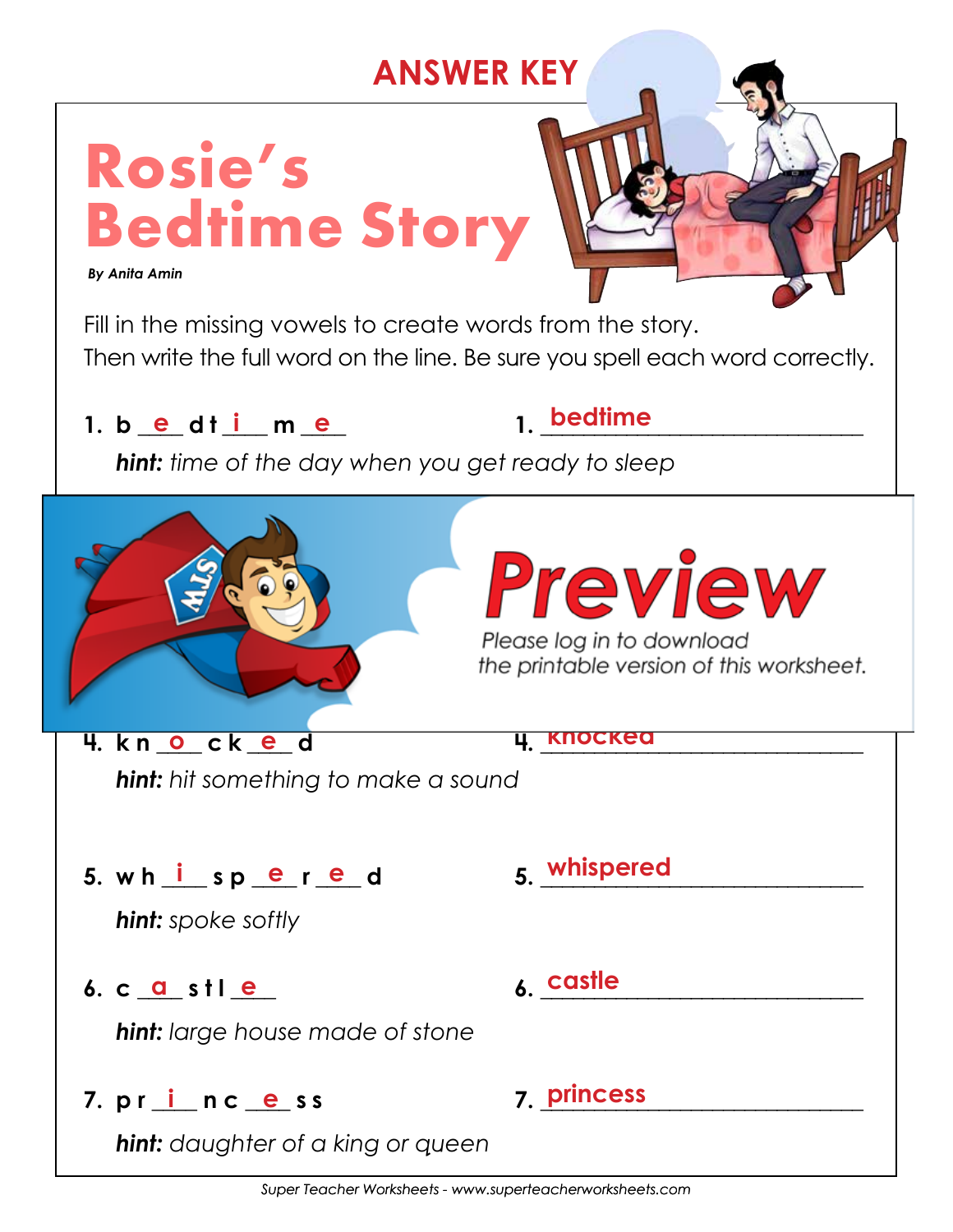ANSWER KEY

# Rosie's Bedtime Story

***By Anita Amin***

Fill in the missing vowels to create words from the story.
Then write the full word on the line. Be sure you spell each word correctly.

**1. b _e_ d t _i_ m _e_** 1. bedtime

***hint:*** *time of the day when you get ready to sleep*

Preview

Please log in to download the printable version of this worksheet.

**4. k n _o_ c k _e_ d** 4. knocked

***hint:*** *hit something to make a sound*

**5. w h _i_ s p _e_ r _e_ d** 5. whispered

***hint:*** *spoke softly*

**6. c _a_ s t l _e_** 6. castle

***hint:*** *large house made of stone*

**7. p r _i_ n c _e_ s s** 7. princess

***hint:*** *daughter of a king or queen*